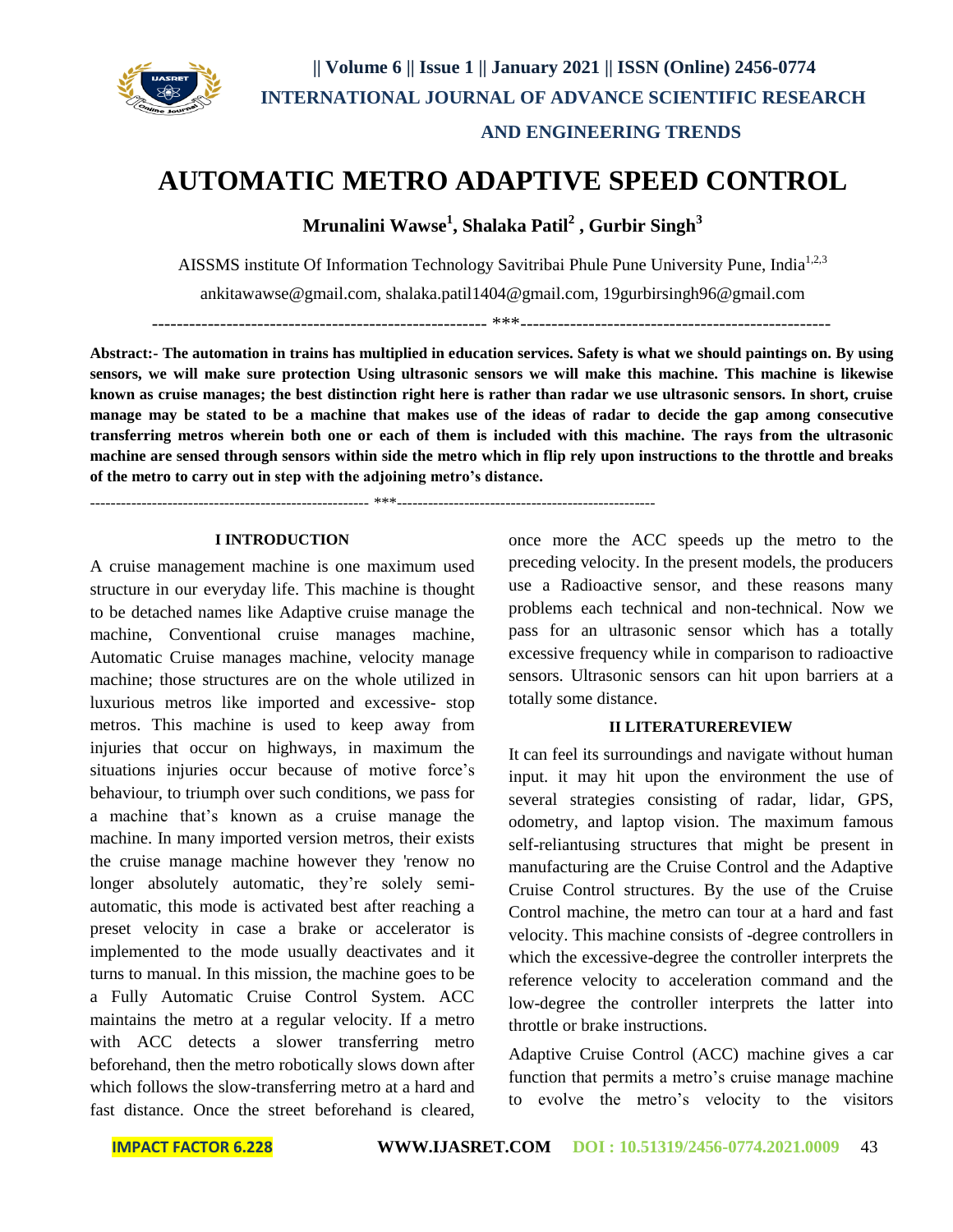# AUTOMATIC METRO ADAPTIVE SPEED CONTROL

**Mrunalini Wawse[1], Shalaka Patil[2] , Gurbir Singh[3]**

AISSMS institute Of Information Technology Savitribai Phule Pune University Pune, India[1,2,3]

ankitawawse@gmail.com, shalaka.patil1404@gmail.com, 19gurbirsingh96@gmail.com

---

**Abstract:- The automation in trains has multiplied in education services. Safety is what we should paintings on. By using sensors, we will make sure protection Using ultrasonic sensors we will make this machine. This machine is likewise known as cruise manages; the best distinction right here is rather than radar we use ultrasonic sensors. In short, cruise manage may be stated to be a machine that makes use of the ideas of radar to decide the gap among consecutive transferring metros wherein both one or each of them is included with this machine. The rays from the ultrasonic machine are sensed through sensors within side the metro which in flip rely upon instructions to the throttle and breaks of the metro to carry out in step with the adjoining metro's distance.**

---

## I INTRODUCTION

A cruise management machine is one maximum used structure in our everyday life. This machine is thought to be detached names like Adaptive cruise manage the machine, Conventional cruise manages machine, Automatic Cruise manages machine, velocity manage machine; those structures are on the whole utilized in luxurious metros like imported and excessive- stop metros. This machine is used to keep away from injuries that occur on highways, in maximum the situations injuries occur because of motive force's behaviour, to triumph over such conditions, we pass for a machine that's known as a cruise manage the machine. In many imported version metros, their exists the cruise manage machine however they 'renow no longer absolutely automatic, they're solely semi-automatic, this mode is activated best after reaching a preset velocity in case a brake or accelerator is implemented to the mode usually deactivates and it turns to manual. In this mission, the machine goes to be a Fully Automatic Cruise Control System. ACC maintains the metro at a regular velocity. If a metro with ACC detects a slower transferring metro beforehand, then the metro robotically slows down after which follows the slow-transferring metro at a hard and fast distance. Once the street beforehand is cleared, once more the ACC speeds up the metro to the preceding velocity. In the present models, the producers use a Radioactive sensor, and these reasons many problems each technical and non-technical. Now we pass for an ultrasonic sensor which has a totally excessive frequency while in comparison to radioactive sensors. Ultrasonic sensors can hit upon barriers at a totally some distance.

## II LITERATUREREVIEW

It can feel its surroundings and navigate without human input. it may hit upon the environment the use of several strategies consisting of radar, lidar, GPS, odometry, and laptop vision. The maximum famous self-reliantusing structures that might be present in manufacturing are the Cruise Control and the Adaptive Cruise Control structures. By the use of the Cruise Control machine, the metro can tour at a hard and fast velocity. This machine consists of -degree controllers in which the excessive-degree the controller interprets the reference velocity to acceleration command and the low-degree the controller interprets the latter into throttle or brake instructions.

Adaptive Cruise Control (ACC) machine gives a car function that permits a metro's cruise manage machine to evolve the metro's velocity to the visitors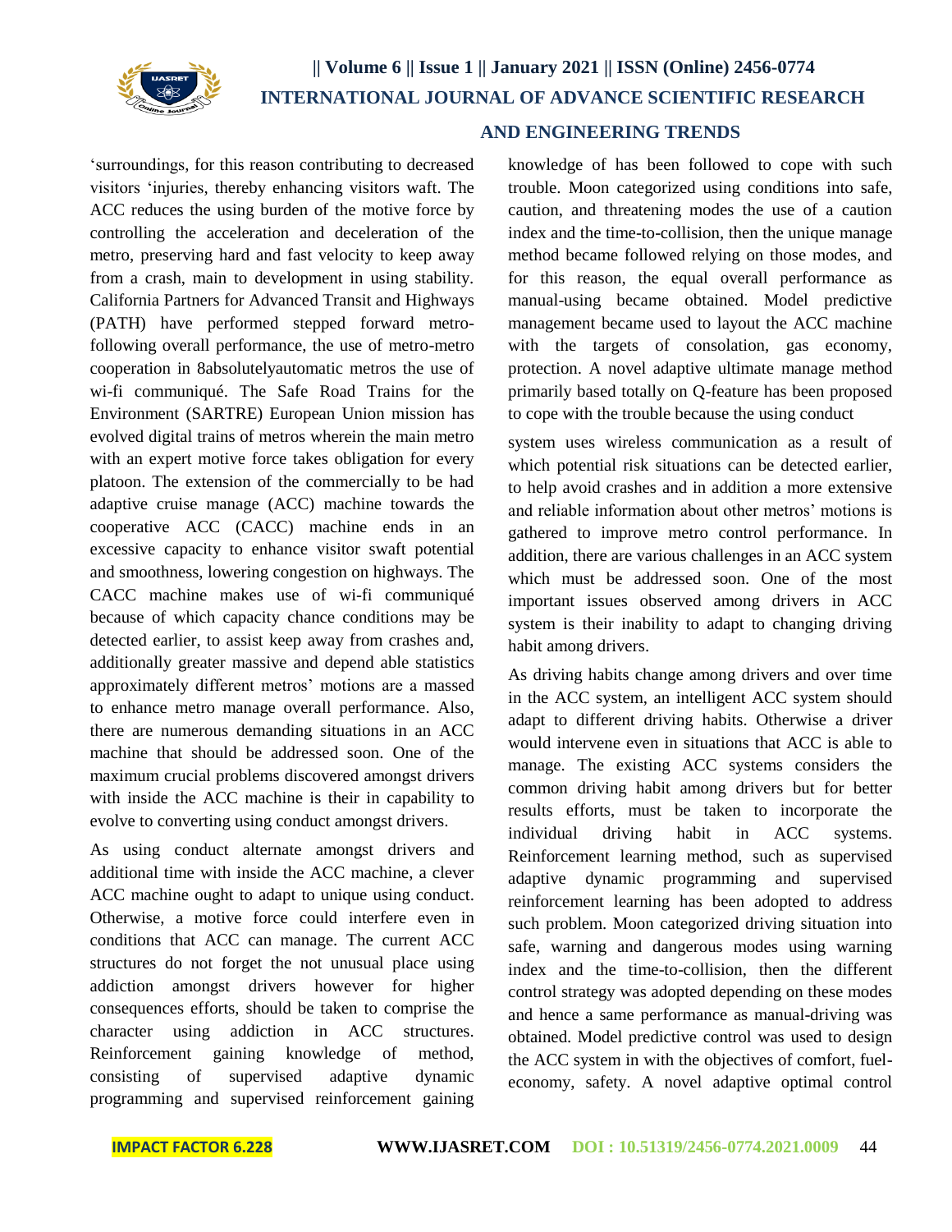'surroundings, for this reason contributing to decreased visitors 'injuries, thereby enhancing visitors waft. The ACC reduces the using burden of the motive force by controlling the acceleration and deceleration of the metro, preserving hard and fast velocity to keep away from a crash, main to development in using stability. California Partners for Advanced Transit and Highways (PATH) have performed stepped forward metro-following overall performance, the use of metro-metro cooperation in 8absolutelyautomatic metros the use of wi-fi communiqué. The Safe Road Trains for the Environment (SARTRE) European Union mission has evolved digital trains of metros wherein the main metro with an expert motive force takes obligation for every platoon. The extension of the commercially to be had adaptive cruise manage (ACC) machine towards the cooperative ACC (CACC) machine ends in an excessive capacity to enhance visitor swaft potential and smoothness, lowering congestion on highways. The CACC machine makes use of wi-fi communiqué because of which capacity chance conditions may be detected earlier, to assist keep away from crashes and, additionally greater massive and depend able statistics approximately different metros' motions are a massed to enhance metro manage overall performance. Also, there are numerous demanding situations in an ACC machine that should be addressed soon. One of the maximum crucial problems discovered amongst drivers with inside the ACC machine is their in capability to evolve to converting using conduct amongst drivers.

As using conduct alternate amongst drivers and additional time with inside the ACC machine, a clever ACC machine ought to adapt to unique using conduct. Otherwise, a motive force could interfere even in conditions that ACC can manage. The current ACC structures do not forget the not unusual place using addiction amongst drivers however for higher consequences efforts, should be taken to comprise the character using addiction in ACC structures. Reinforcement gaining knowledge of method, consisting of supervised adaptive dynamic programming and supervised reinforcement gaining knowledge of has been followed to cope with such trouble. Moon categorized using conditions into safe, caution, and threatening modes the use of a caution index and the time-to-collision, then the unique manage method became followed relying on those modes, and for this reason, the equal overall performance as manual-using became obtained. Model predictive management became used to layout the ACC machine with the targets of consolation, gas economy, protection. A novel adaptive ultimate manage method primarily based totally on Q-feature has been proposed to cope with the trouble because the using conduct

system uses wireless communication as a result of which potential risk situations can be detected earlier, to help avoid crashes and in addition a more extensive and reliable information about other metros' motions is gathered to improve metro control performance. In addition, there are various challenges in an ACC system which must be addressed soon. One of the most important issues observed among drivers in ACC system is their inability to adapt to changing driving habit among drivers.

As driving habits change among drivers and over time in the ACC system, an intelligent ACC system should adapt to different driving habits. Otherwise a driver would intervene even in situations that ACC is able to manage. The existing ACC systems considers the common driving habit among drivers but for better results efforts, must be taken to incorporate the individual driving habit in ACC systems. Reinforcement learning method, such as supervised adaptive dynamic programming and supervised reinforcement learning has been adopted to address such problem. Moon categorized driving situation into safe, warning and dangerous modes using warning index and the time-to-collision, then the different control strategy was adopted depending on these modes and hence a same performance as manual-driving was obtained. Model predictive control was used to design the ACC system in with the objectives of comfort, fuel-economy, safety. A novel adaptive optimal control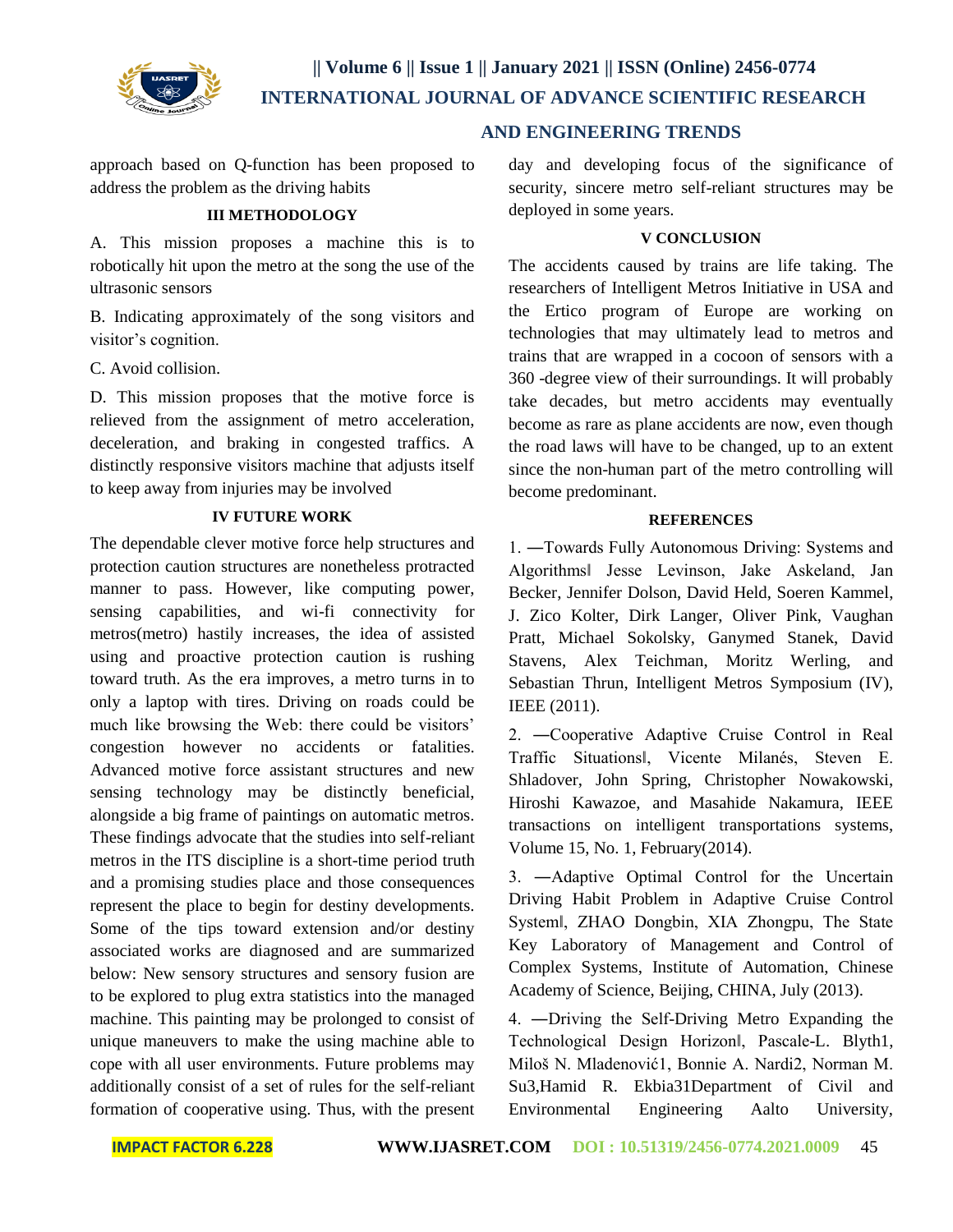approach based on Q-function has been proposed to address the problem as the driving habits

### III METHODOLOGY

A. This mission proposes a machine this is to robotically hit upon the metro at the song the use of the ultrasonic sensors

B. Indicating approximately of the song visitors and visitor's cognition.

C. Avoid collision.

D. This mission proposes that the motive force is relieved from the assignment of metro acceleration, deceleration, and braking in congested traffics. A distinctly responsive visitors machine that adjusts itself to keep away from injuries may be involved

### IV FUTURE WORK

The dependable clever motive force help structures and protection caution structures are nonetheless protracted manner to pass. However, like computing power, sensing capabilities, and wi-fi connectivity for metros(metro) hastily increases, the idea of assisted using and proactive protection caution is rushing toward truth. As the era improves, a metro turns in to only a laptop with tires. Driving on roads could be much like browsing the Web: there could be visitors' congestion however no accidents or fatalities. Advanced motive force assistant structures and new sensing technology may be distinctly beneficial, alongside a big frame of paintings on automatic metros. These findings advocate that the studies into self-reliant metros in the ITS discipline is a short-time period truth and a promising studies place and those consequences represent the place to begin for destiny developments. Some of the tips toward extension and/or destiny associated works are diagnosed and are summarized below: New sensory structures and sensory fusion are to be explored to plug extra statistics into the managed machine. This painting may be prolonged to consist of unique maneuvers to make the using machine able to cope with all user environments. Future problems may additionally consist of a set of rules for the self-reliant formation of cooperative using. Thus, with the present day and developing focus of the significance of security, sincere metro self-reliant structures may be deployed in some years.

### V CONCLUSION

The accidents caused by trains are life taking. The researchers of Intelligent Metros Initiative in USA and the Ertico program of Europe are working on technologies that may ultimately lead to metros and trains that are wrapped in a cocoon of sensors with a 360 -degree view of their surroundings. It will probably take decades, but metro accidents may eventually become as rare as plane accidents are now, even though the road laws will have to be changed, up to an extent since the non-human part of the metro controlling will become predominant.

### REFERENCES

1. ―Towards Fully Autonomous Driving: Systems and Algorithms‖ Jesse Levinson, Jake Askeland, Jan Becker, Jennifer Dolson, David Held, Soeren Kammel, J. Zico Kolter, Dirk Langer, Oliver Pink, Vaughan Pratt, Michael Sokolsky, Ganymed Stanek, David Stavens, Alex Teichman, Moritz Werling, and Sebastian Thrun, Intelligent Metros Symposium (IV), IEEE (2011).

2. ―Cooperative Adaptive Cruise Control in Real Traffic Situations‖, Vicente Milanés, Steven E. Shladover, John Spring, Christopher Nowakowski, Hiroshi Kawazoe, and Masahide Nakamura, IEEE transactions on intelligent transportations systems, Volume 15, No. 1, February(2014).

3. ―Adaptive Optimal Control for the Uncertain Driving Habit Problem in Adaptive Cruise Control System‖, ZHAO Dongbin, XIA Zhongpu, The State Key Laboratory of Management and Control of Complex Systems, Institute of Automation, Chinese Academy of Science, Beijing, CHINA, July (2013).

4. ―Driving the Self-Driving Metro Expanding the Technological Design Horizon‖, Pascale-L. Blyth1, Miloš N. Mladenović1, Bonnie A. Nardi2, Norman M. Su3,Hamid R. Ekbia31Department of Civil and Environmental Engineering Aalto University,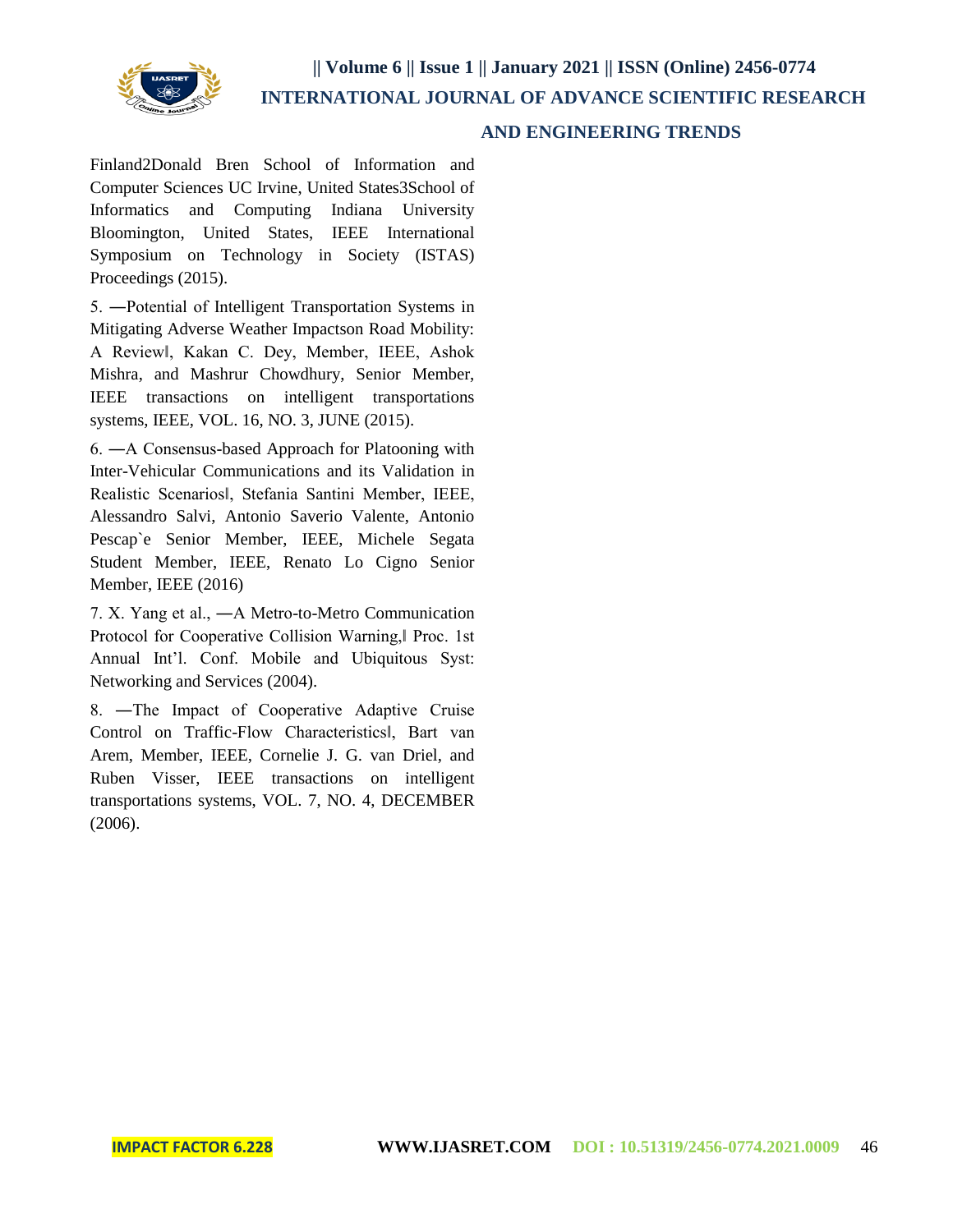Finland2Donald Bren School of Information and Computer Sciences UC Irvine, United States3School of Informatics and Computing Indiana University Bloomington, United States, IEEE International Symposium on Technology in Society (ISTAS) Proceedings (2015).

5. ―Potential of Intelligent Transportation Systems in Mitigating Adverse Weather Impactson Road Mobility: A Review‖, Kakan C. Dey, Member, IEEE, Ashok Mishra, and Mashrur Chowdhury, Senior Member, IEEE transactions on intelligent transportations systems, IEEE, VOL. 16, NO. 3, JUNE (2015).

6. ―A Consensus-based Approach for Platooning with Inter-Vehicular Communications and its Validation in Realistic Scenarios‖, Stefania Santini Member, IEEE, Alessandro Salvi, Antonio Saverio Valente, Antonio Pescap`e Senior Member, IEEE, Michele Segata Student Member, IEEE, Renato Lo Cigno Senior Member, IEEE (2016)

7. X. Yang et al., ―A Metro-to-Metro Communication Protocol for Cooperative Collision Warning,‖ Proc. 1st Annual Int'l. Conf. Mobile and Ubiquitous Syst: Networking and Services (2004).

8. ―The Impact of Cooperative Adaptive Cruise Control on Traffic-Flow Characteristics‖, Bart van Arem, Member, IEEE, Cornelie J. G. van Driel, and Ruben Visser, IEEE transactions on intelligent transportations systems, VOL. 7, NO. 4, DECEMBER (2006).